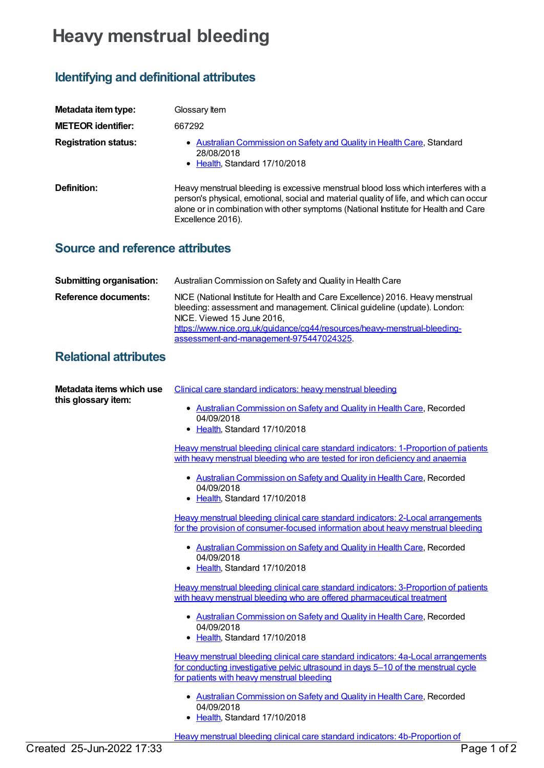# Heavy menstrual bleeding

## Identifying and definitional attributes

**Metadata item type:** Glossary Item

**METEOR identifier:** 667292

**Registration status:**

- Australian Commission on Safety and Quality in Health Care, Standard 28/08/2018
- Health, Standard 17/10/2018

**Definition:** Heavy menstrual bleeding is excessive menstrual blood loss which interferes with a person's physical, emotional, social and material quality of life, and which can occur alone or in combination with other symptoms (National Institute for Health and Care Excellence 2016).

## Source and reference attributes

**Submitting organisation:** Australian Commission on Safety and Quality in Health Care

**Reference documents:** NICE (National Institute for Health and Care Excellence) 2016. Heavy menstrual bleeding: assessment and management. Clinical guideline (update). London: NICE. Viewed 15 June 2016, https://www.nice.org.uk/guidance/cg44/resources/heavy-menstrual-bleeding-assessment-and-management-975447024325.

## Relational attributes

**Metadata items which use this glossary item:**

Clinical care standard indicators: heavy menstrual bleeding

- Australian Commission on Safety and Quality in Health Care, Recorded 04/09/2018
- Health, Standard 17/10/2018

Heavy menstrual bleeding clinical care standard indicators: 1-Proportion of patients with heavy menstrual bleeding who are tested for iron deficiency and anaemia

- Australian Commission on Safety and Quality in Health Care, Recorded 04/09/2018
- Health, Standard 17/10/2018

Heavy menstrual bleeding clinical care standard indicators: 2-Local arrangements for the provision of consumer-focused information about heavy menstrual bleeding

- Australian Commission on Safety and Quality in Health Care, Recorded 04/09/2018
- Health, Standard 17/10/2018

Heavy menstrual bleeding clinical care standard indicators: 3-Proportion of patients with heavy menstrual bleeding who are offered pharmaceutical treatment

- Australian Commission on Safety and Quality in Health Care, Recorded 04/09/2018
- Health, Standard 17/10/2018

Heavy menstrual bleeding clinical care standard indicators: 4a-Local arrangements for conducting investigative pelvic ultrasound in days 5–10 of the menstrual cycle for patients with heavy menstrual bleeding

- Australian Commission on Safety and Quality in Health Care, Recorded 04/09/2018
- Health, Standard 17/10/2018

Heavy menstrual bleeding clinical care standard indicators: 4b-Proportion of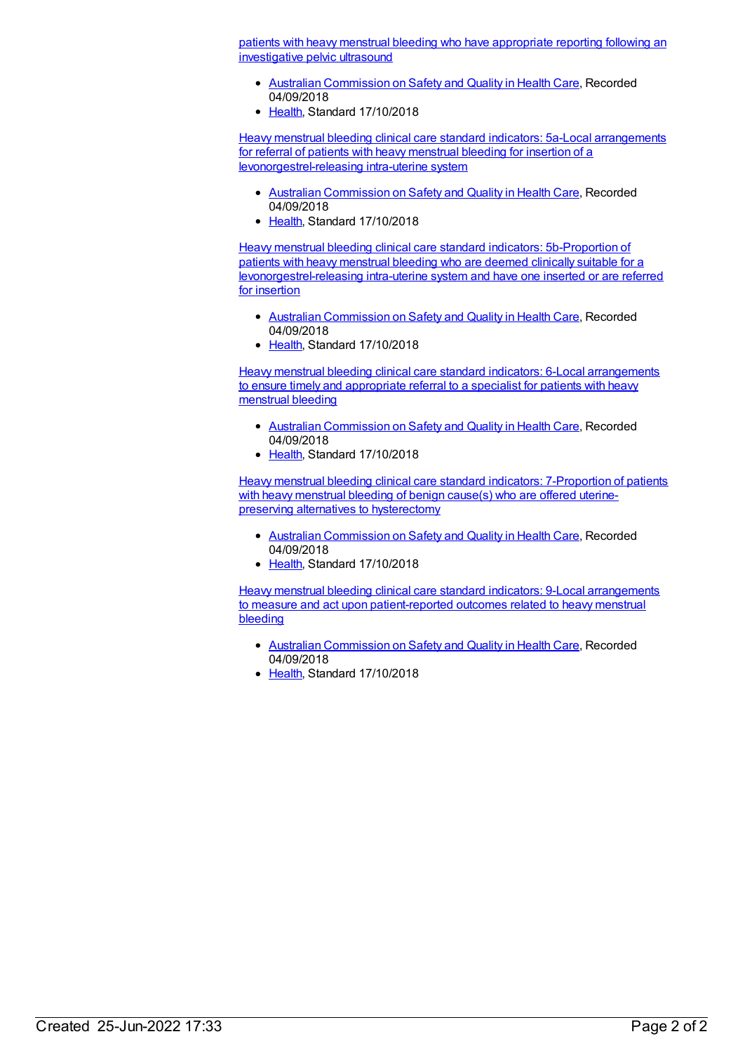patients with heavy menstrual bleeding who have appropriate reporting following an investigative pelvic ultrasound

- Australian Commission on Safety and Quality in Health Care, Recorded 04/09/2018
- Health, Standard 17/10/2018

Heavy menstrual bleeding clinical care standard indicators: 5a-Local arrangements for referral of patients with heavy menstrual bleeding for insertion of a levonorgestrel-releasing intra-uterine system

- Australian Commission on Safety and Quality in Health Care, Recorded 04/09/2018
- Health, Standard 17/10/2018

Heavy menstrual bleeding clinical care standard indicators: 5b-Proportion of patients with heavy menstrual bleeding who are deemed clinically suitable for a levonorgestrel-releasing intra-uterine system and have one inserted or are referred for insertion

- Australian Commission on Safety and Quality in Health Care, Recorded 04/09/2018
- Health, Standard 17/10/2018

Heavy menstrual bleeding clinical care standard indicators: 6-Local arrangements to ensure timely and appropriate referral to a specialist for patients with heavy menstrual bleeding

- Australian Commission on Safety and Quality in Health Care, Recorded 04/09/2018
- Health, Standard 17/10/2018

Heavy menstrual bleeding clinical care standard indicators: 7-Proportion of patients with heavy menstrual bleeding of benign cause(s) who are offered uterine-preserving alternatives to hysterectomy

- Australian Commission on Safety and Quality in Health Care, Recorded 04/09/2018
- Health, Standard 17/10/2018

Heavy menstrual bleeding clinical care standard indicators: 9-Local arrangements to measure and act upon patient-reported outcomes related to heavy menstrual bleeding

- Australian Commission on Safety and Quality in Health Care, Recorded 04/09/2018
- Health, Standard 17/10/2018